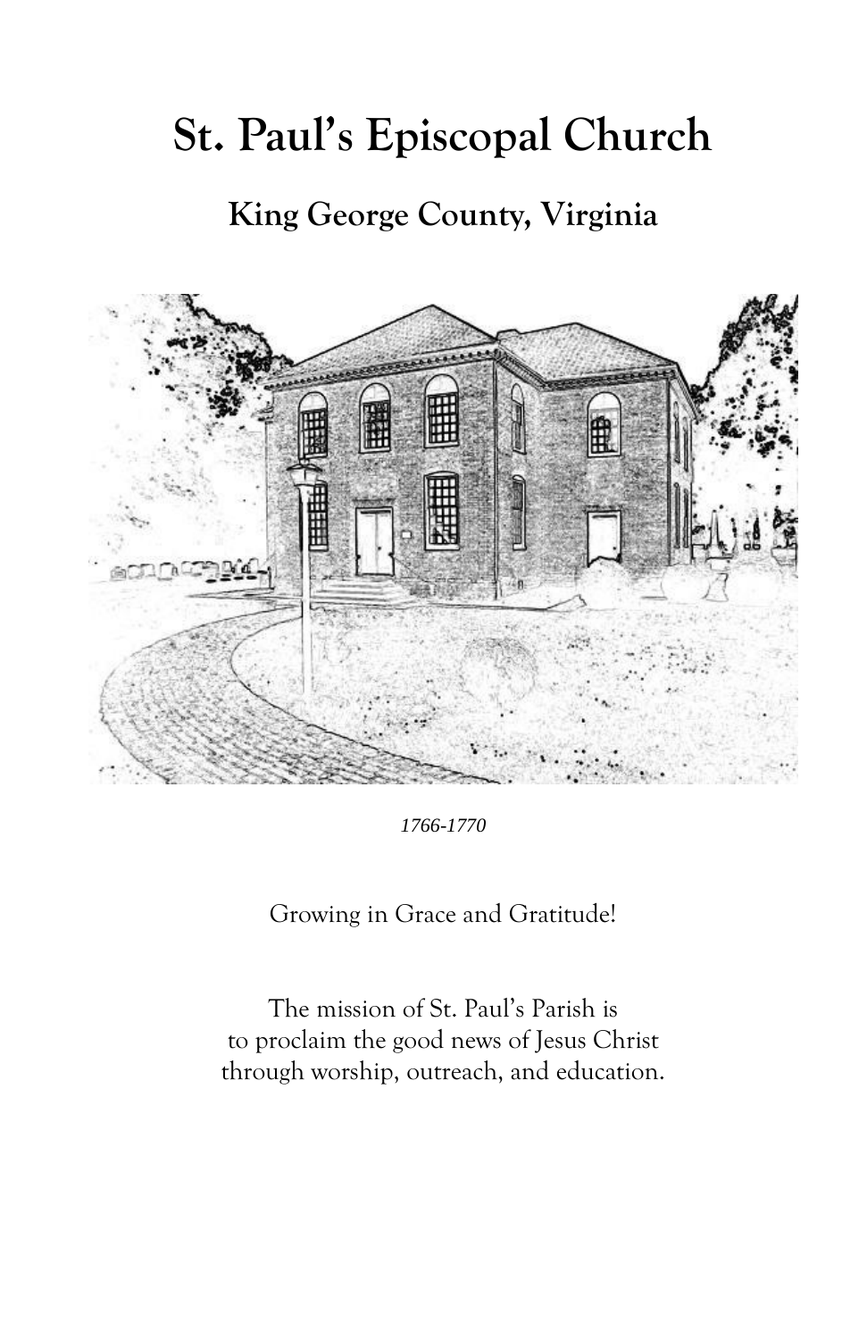# St. Paul's Episcopal Church

## King George County, Virginia

*1766-1770*

Growing in Grace and Gratitude!

The mission of St. Paul's Parish is
to proclaim the good news of Jesus Christ
through worship, outreach, and education.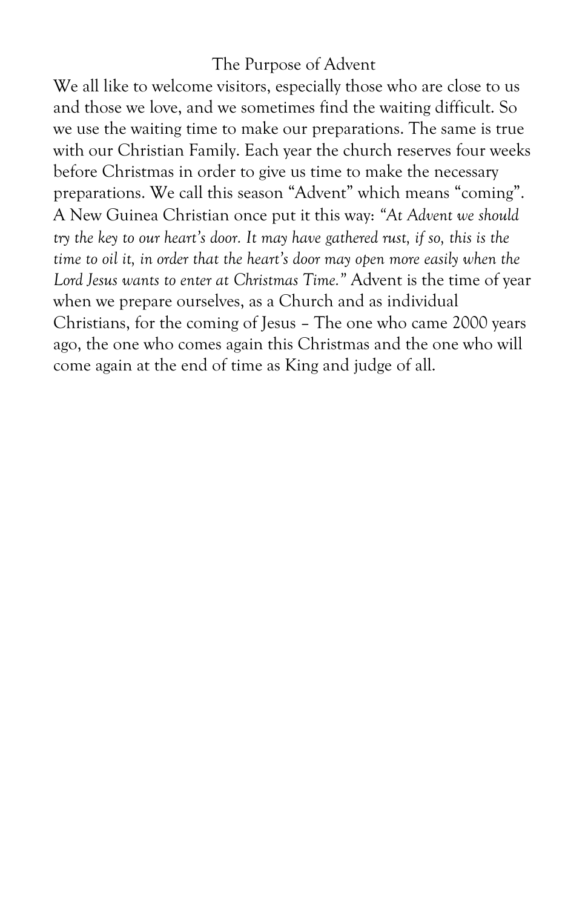## The Purpose of Advent

We all like to welcome visitors, especially those who are close to us and those we love, and we sometimes find the waiting difficult. So we use the waiting time to make our preparations. The same is true with our Christian Family. Each year the church reserves four weeks before Christmas in order to give us time to make the necessary preparations. We call this season "Advent" which means "coming". A New Guinea Christian once put it this way: *"At Advent we should try the key to our heart's door. It may have gathered rust, if so, this is the time to oil it, in order that the heart's door may open more easily when the Lord Jesus wants to enter at Christmas Time."* Advent is the time of year when we prepare ourselves, as a Church and as individual Christians, for the coming of Jesus – The one who came 2000 years ago, the one who comes again this Christmas and the one who will come again at the end of time as King and judge of all.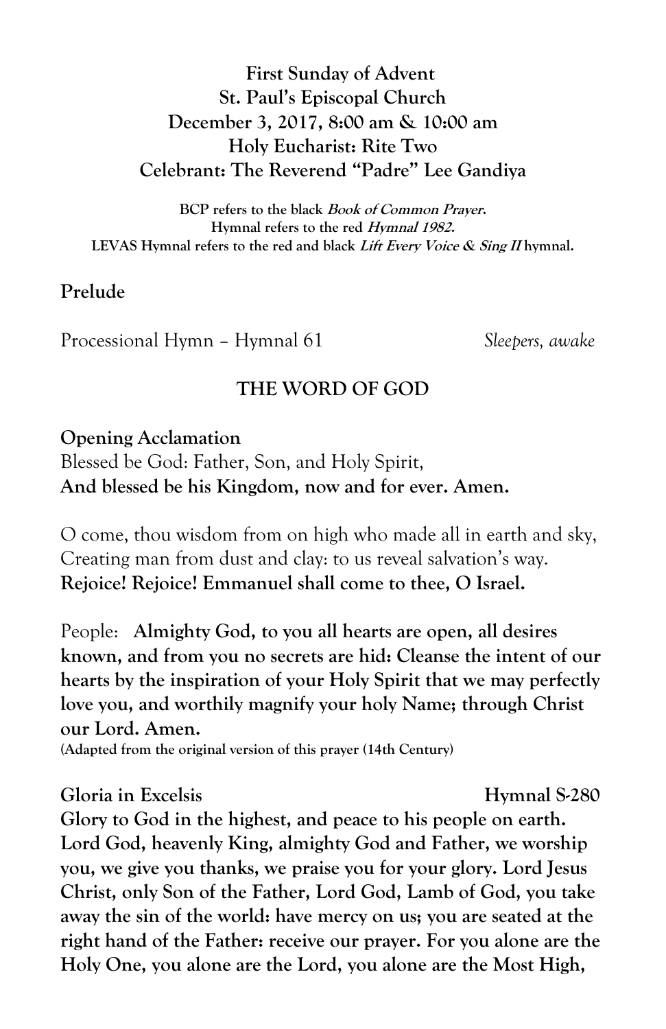**First Sunday of Advent**
**St. Paul's Episcopal Church**
**December 3, 2017, 8:00 am & 10:00 am**
**Holy Eucharist: Rite Two**
**Celebrant: The Reverend "Padre" Lee Gandiya**

**BCP refers to the black *Book of Common Prayer*.**
**Hymnal refers to the red *Hymnal 1982*.**
**LEVAS Hymnal refers to the red and black *Lift Every Voice & Sing II* hymnal.**

**Prelude**

Processional Hymn – Hymnal 61 *Sleepers, awake*

## THE WORD OF GOD

**Opening Acclamation**
Blessed be God: Father, Son, and Holy Spirit,
**And blessed be his Kingdom, now and for ever. Amen.**

O come, thou wisdom from on high who made all in earth and sky,
Creating man from dust and clay: to us reveal salvation's way.
**Rejoice! Rejoice! Emmanuel shall come to thee, O Israel.**

People: **Almighty God, to you all hearts are open, all desires known, and from you no secrets are hid: Cleanse the intent of our hearts by the inspiration of your Holy Spirit that we may perfectly love you, and worthily magnify your holy Name; through Christ our Lord. Amen.**
**(Adapted from the original version of this prayer (14th Century)**

**Gloria in Excelsis** **Hymnal S-280**
**Glory to God in the highest, and peace to his people on earth. Lord God, heavenly King, almighty God and Father, we worship you, we give you thanks, we praise you for your glory. Lord Jesus Christ, only Son of the Father, Lord God, Lamb of God, you take away the sin of the world: have mercy on us; you are seated at the right hand of the Father: receive our prayer. For you alone are the Holy One, you alone are the Lord, you alone are the Most High,**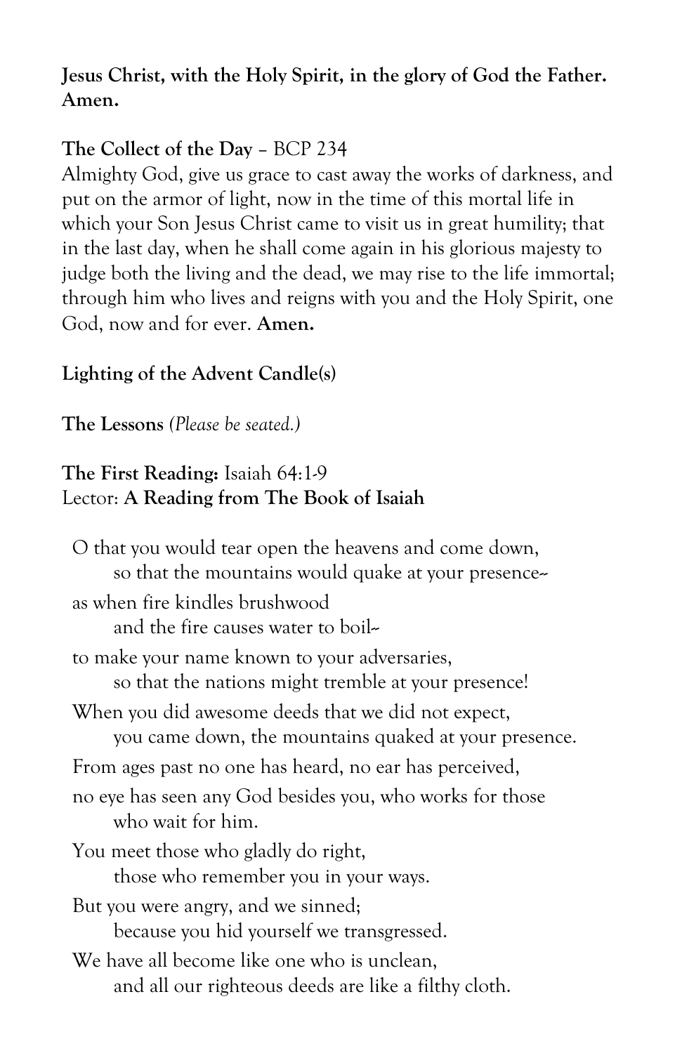**Jesus Christ, with the Holy Spirit, in the glory of God the Father. Amen.**

**The Collect of the Day** – BCP 234

Almighty God, give us grace to cast away the works of darkness, and put on the armor of light, now in the time of this mortal life in which your Son Jesus Christ came to visit us in great humility; that in the last day, when he shall come again in his glorious majesty to judge both the living and the dead, we may rise to the life immortal; through him who lives and reigns with you and the Holy Spirit, one God, now and for ever. **Amen.**

**Lighting of the Advent Candle(s)**

**The Lessons** *(Please be seated.)*

**The First Reading:** Isaiah 64:1-9
Lector: **A Reading from The Book of Isaiah**

O that you would tear open the heavens and come down,
so that the mountains would quake at your presence--
as when fire kindles brushwood
and the fire causes water to boil--
to make your name known to your adversaries,
so that the nations might tremble at your presence!
When you did awesome deeds that we did not expect,
you came down, the mountains quaked at your presence.
From ages past no one has heard, no ear has perceived,
no eye has seen any God besides you, who works for those
who wait for him.
You meet those who gladly do right,
those who remember you in your ways.
But you were angry, and we sinned;
because you hid yourself we transgressed.
We have all become like one who is unclean,
and all our righteous deeds are like a filthy cloth.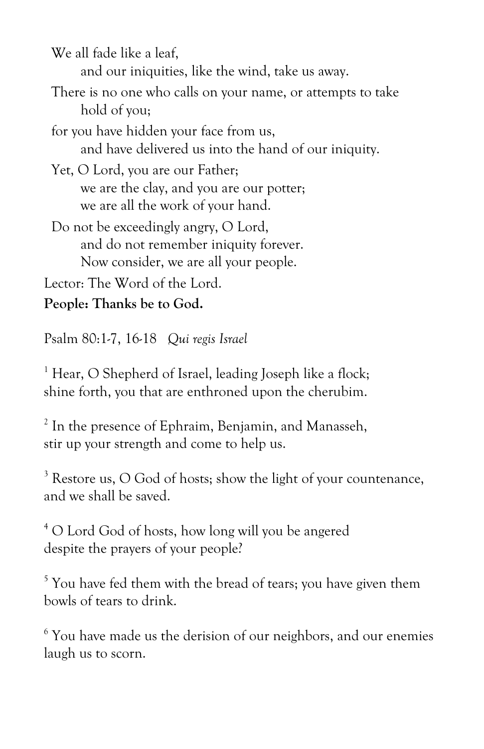We all fade like a leaf,
    and our iniquities, like the wind, take us away.
There is no one who calls on your name, or attempts to take
    hold of you;
for you have hidden your face from us,
    and have delivered us into the hand of our iniquity.
Yet, O Lord, you are our Father;
    we are the clay, and you are our potter;
    we are all the work of your hand.
Do not be exceedingly angry, O Lord,
    and do not remember iniquity forever.
    Now consider, we are all your people.

Lector: The Word of the Lord.

**People: Thanks be to God.**

Psalm 80:1-7, 16-18 *Qui regis Israel*

1 Hear, O Shepherd of Israel, leading Joseph like a flock;
shine forth, you that are enthroned upon the cherubim.

2 In the presence of Ephraim, Benjamin, and Manasseh,
stir up your strength and come to help us.

3 Restore us, O God of hosts; show the light of your countenance,
and we shall be saved.

4 O Lord God of hosts, how long will you be angered
despite the prayers of your people?

5 You have fed them with the bread of tears; you have given them
bowls of tears to drink.

6 You have made us the derision of our neighbors, and our enemies
laugh us to scorn.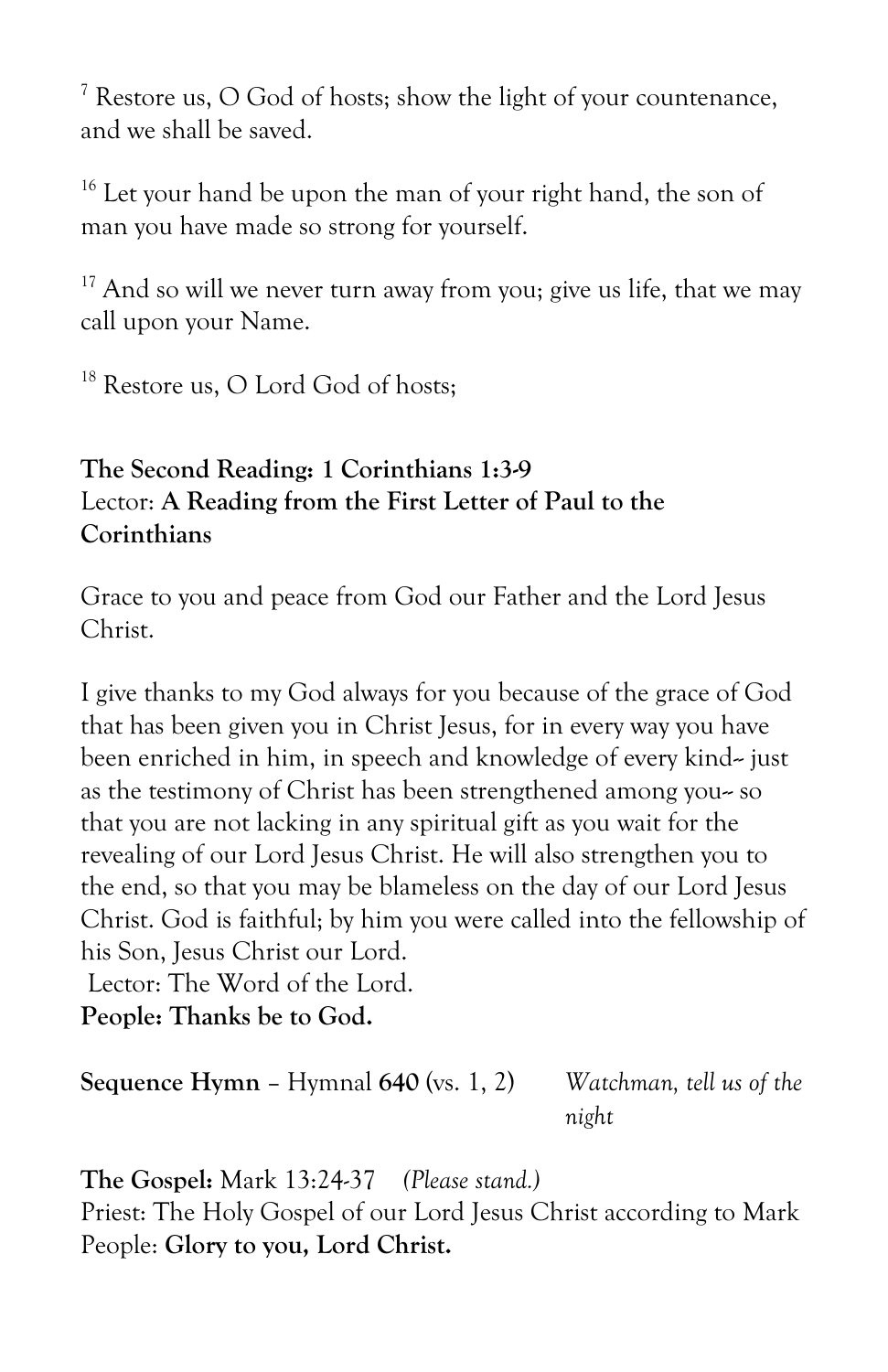[7] Restore us, O God of hosts; show the light of your countenance, and we shall be saved.

[16] Let your hand be upon the man of your right hand, the son of man you have made so strong for yourself.

[17] And so will we never turn away from you; give us life, that we may call upon your Name.

[18] Restore us, O Lord God of hosts;

**The Second Reading: 1 Corinthians 1:3-9**
Lector: **A Reading from the First Letter of Paul to the Corinthians**

Grace to you and peace from God our Father and the Lord Jesus Christ.

I give thanks to my God always for you because of the grace of God that has been given you in Christ Jesus, for in every way you have been enriched in him, in speech and knowledge of every kind-- just as the testimony of Christ has been strengthened among you-- so that you are not lacking in any spiritual gift as you wait for the revealing of our Lord Jesus Christ. He will also strengthen you to the end, so that you may be blameless on the day of our Lord Jesus Christ. God is faithful; by him you were called into the fellowship of his Son, Jesus Christ our Lord.
Lector: The Word of the Lord.
**People: Thanks be to God.**

**Sequence Hymn** – Hymnal **640** (vs. 1, 2) *Watchman, tell us of the night*

**The Gospel:** Mark 13:24-37 *(Please stand.)*
Priest: The Holy Gospel of our Lord Jesus Christ according to Mark
People: **Glory to you, Lord Christ.**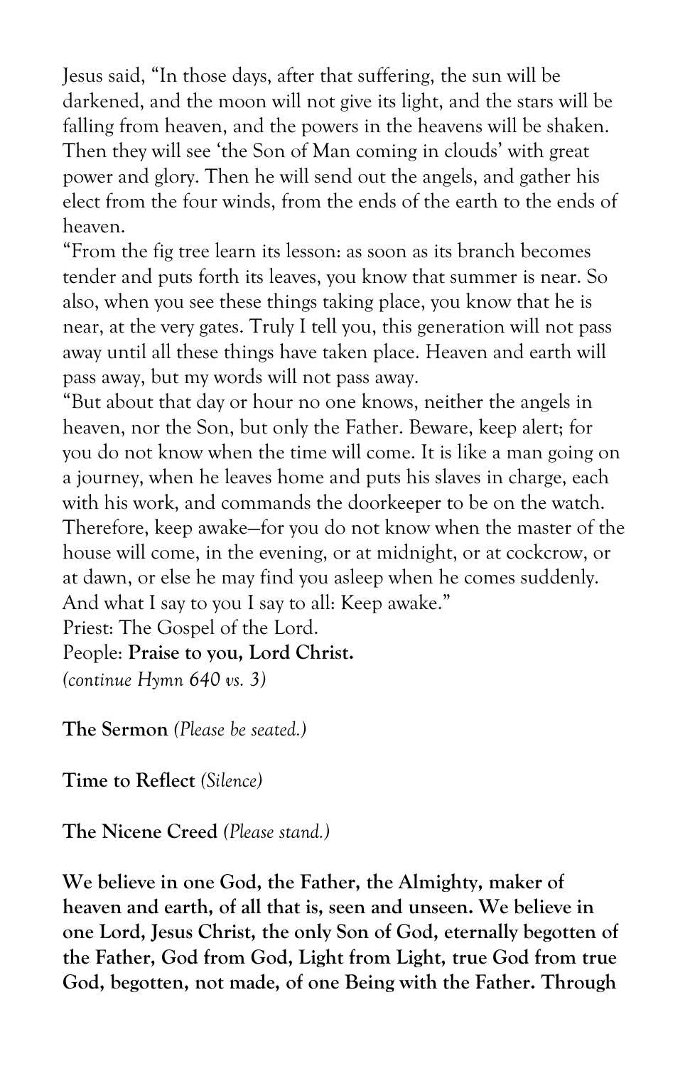Jesus said, “In those days, after that suffering, the sun will be darkened, and the moon will not give its light, and the stars will be falling from heaven, and the powers in the heavens will be shaken. Then they will see ‘the Son of Man coming in clouds’ with great power and glory. Then he will send out the angels, and gather his elect from the four winds, from the ends of the earth to the ends of heaven.

“From the fig tree learn its lesson: as soon as its branch becomes tender and puts forth its leaves, you know that summer is near. So also, when you see these things taking place, you know that he is near, at the very gates. Truly I tell you, this generation will not pass away until all these things have taken place. Heaven and earth will pass away, but my words will not pass away.

“But about that day or hour no one knows, neither the angels in heaven, nor the Son, but only the Father. Beware, keep alert; for you do not know when the time will come. It is like a man going on a journey, when he leaves home and puts his slaves in charge, each with his work, and commands the doorkeeper to be on the watch. Therefore, keep awake—for you do not know when the master of the house will come, in the evening, or at midnight, or at cockcrow, or at dawn, or else he may find you asleep when he comes suddenly. And what I say to you I say to all: Keep awake.”

Priest: The Gospel of the Lord.

People: **Praise to you, Lord Christ.**

*(continue Hymn 640 vs. 3)*

**The Sermon** *(Please be seated.)*

**Time to Reflect** *(Silence)*

**The Nicene Creed** *(Please stand.)*

**We believe in one God, the Father, the Almighty, maker of heaven and earth, of all that is, seen and unseen. We believe in one Lord, Jesus Christ, the only Son of God, eternally begotten of the Father, God from God, Light from Light, true God from true God, begotten, not made, of one Being with the Father. Through**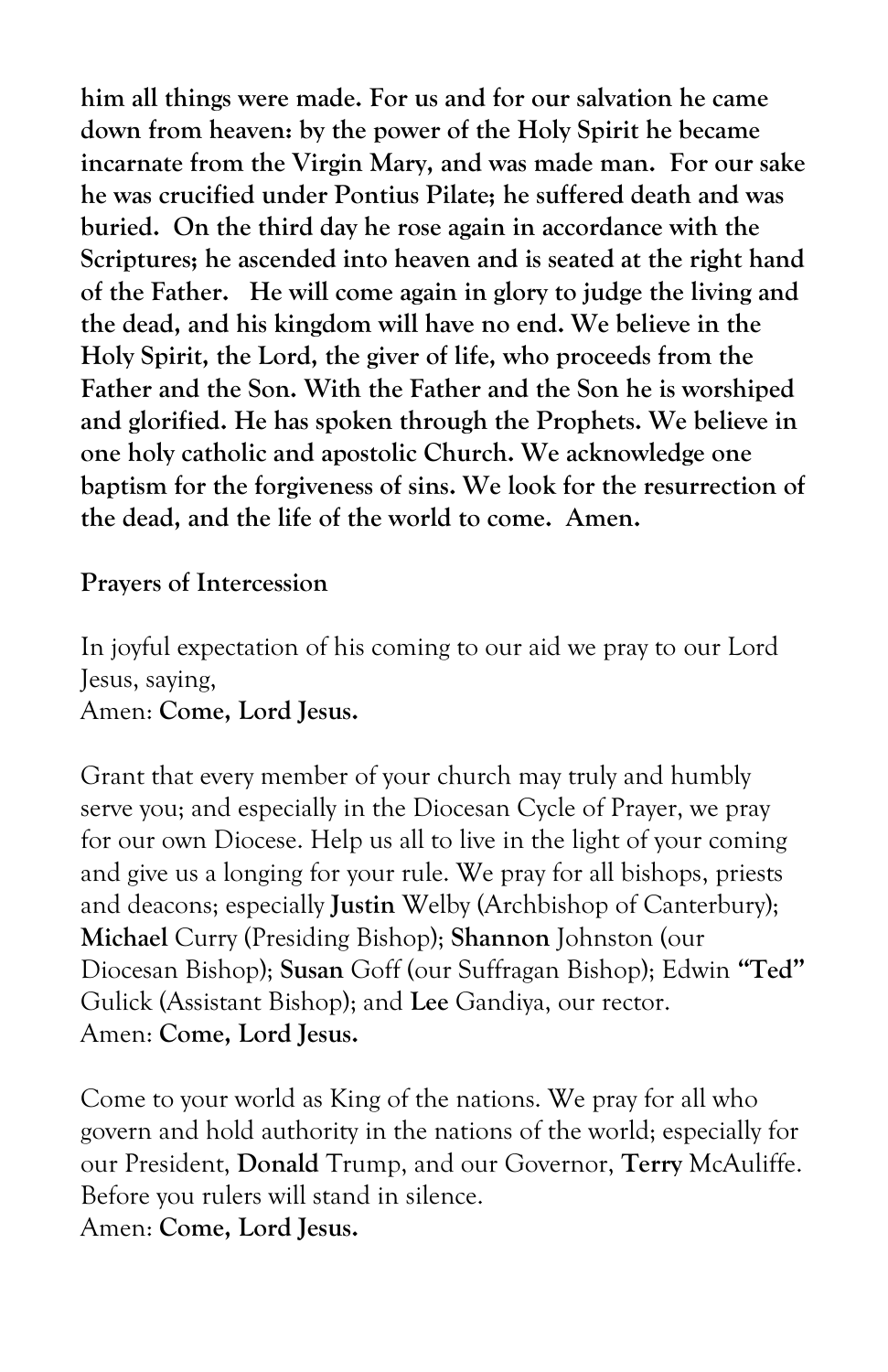**him all things were made. For us and for our salvation he came down from heaven: by the power of the Holy Spirit he became incarnate from the Virgin Mary, and was made man. For our sake he was crucified under Pontius Pilate; he suffered death and was buried. On the third day he rose again in accordance with the Scriptures; he ascended into heaven and is seated at the right hand of the Father. He will come again in glory to judge the living and the dead, and his kingdom will have no end. We believe in the Holy Spirit, the Lord, the giver of life, who proceeds from the Father and the Son. With the Father and the Son he is worshiped and glorified. He has spoken through the Prophets. We believe in one holy catholic and apostolic Church. We acknowledge one baptism for the forgiveness of sins. We look for the resurrection of the dead, and the life of the world to come. Amen.**

**Prayers of Intercession**

In joyful expectation of his coming to our aid we pray to our Lord Jesus, saying,
Amen: **Come, Lord Jesus.**

Grant that every member of your church may truly and humbly serve you; and especially in the Diocesan Cycle of Prayer, we pray for our own Diocese. Help us all to live in the light of your coming and give us a longing for your rule. We pray for all bishops, priests and deacons; especially **Justin** Welby (Archbishop of Canterbury); **Michael** Curry (Presiding Bishop); **Shannon** Johnston (our Diocesan Bishop); **Susan** Goff (our Suffragan Bishop); Edwin **"Ted"** Gulick (Assistant Bishop); and **Lee** Gandiya, our rector.
Amen: **Come, Lord Jesus.**

Come to your world as King of the nations. We pray for all who govern and hold authority in the nations of the world; especially for our President, **Donald** Trump, and our Governor, **Terry** McAuliffe. Before you rulers will stand in silence.
Amen: **Come, Lord Jesus.**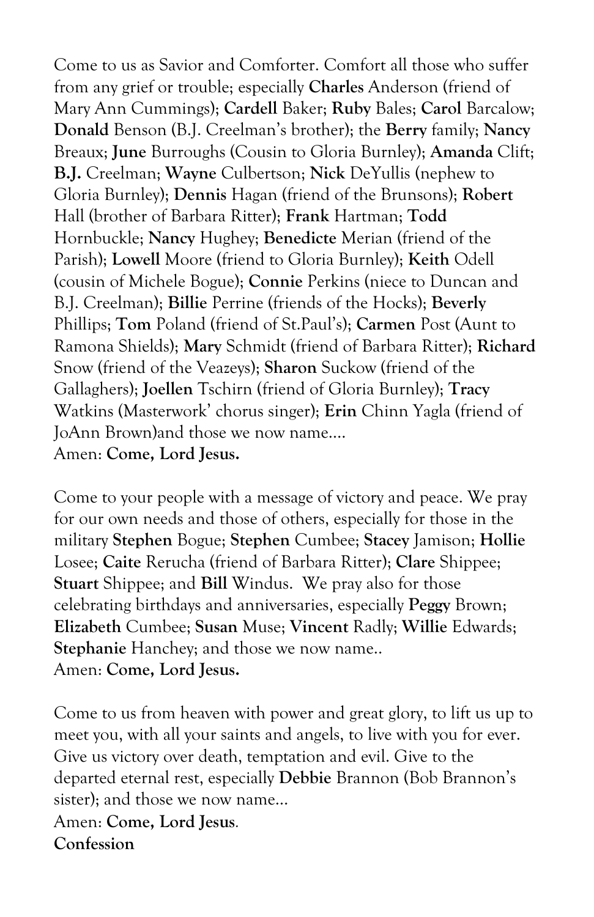Come to us as Savior and Comforter. Comfort all those who suffer from any grief or trouble; especially **Charles** Anderson (friend of Mary Ann Cummings); **Cardell** Baker; **Ruby** Bales; **Carol** Barcalow; **Donald** Benson (B.J. Creelman's brother); the **Berry** family; **Nancy** Breaux; **June** Burroughs (Cousin to Gloria Burnley); **Amanda** Clift; **B.J.** Creelman; **Wayne** Culbertson; **Nick** DeYullis (nephew to Gloria Burnley); **Dennis** Hagan (friend of the Brunsons); **Robert** Hall (brother of Barbara Ritter); **Frank** Hartman; **Todd** Hornbuckle; **Nancy** Hughey; **Benedicte** Merian (friend of the Parish); **Lowell** Moore (friend to Gloria Burnley); **Keith** Odell (cousin of Michele Bogue); **Connie** Perkins (niece to Duncan and B.J. Creelman); **Billie** Perrine (friends of the Hocks); **Beverly** Phillips; **Tom** Poland (friend of St.Paul's); **Carmen** Post (Aunt to Ramona Shields); **Mary** Schmidt (friend of Barbara Ritter); **Richard** Snow (friend of the Veazeys); **Sharon** Suckow (friend of the Gallaghers); **Joellen** Tschirn (friend of Gloria Burnley); **Tracy** Watkins (Masterwork' chorus singer); **Erin** Chinn Yagla (friend of JoAnn Brown)and those we now name….
Amen: **Come, Lord Jesus.**

Come to your people with a message of victory and peace. We pray for our own needs and those of others, especially for those in the military **Stephen** Bogue; **Stephen** Cumbee; **Stacey** Jamison; **Hollie** Losee; **Caite** Rerucha (friend of Barbara Ritter); **Clare** Shippee; **Stuart** Shippee; and **Bill** Windus. We pray also for those celebrating birthdays and anniversaries, especially **Peggy** Brown; **Elizabeth** Cumbee; **Susan** Muse; **Vincent** Radly; **Willie** Edwards; **Stephanie** Hanchey; and those we now name..
Amen: **Come, Lord Jesus.**

Come to us from heaven with power and great glory, to lift us up to meet you, with all your saints and angels, to live with you for ever. Give us victory over death, temptation and evil. Give to the departed eternal rest, especially **Debbie** Brannon (Bob Brannon's sister); and those we now name…
Amen: **Come, Lord Jesus**.

**Confession**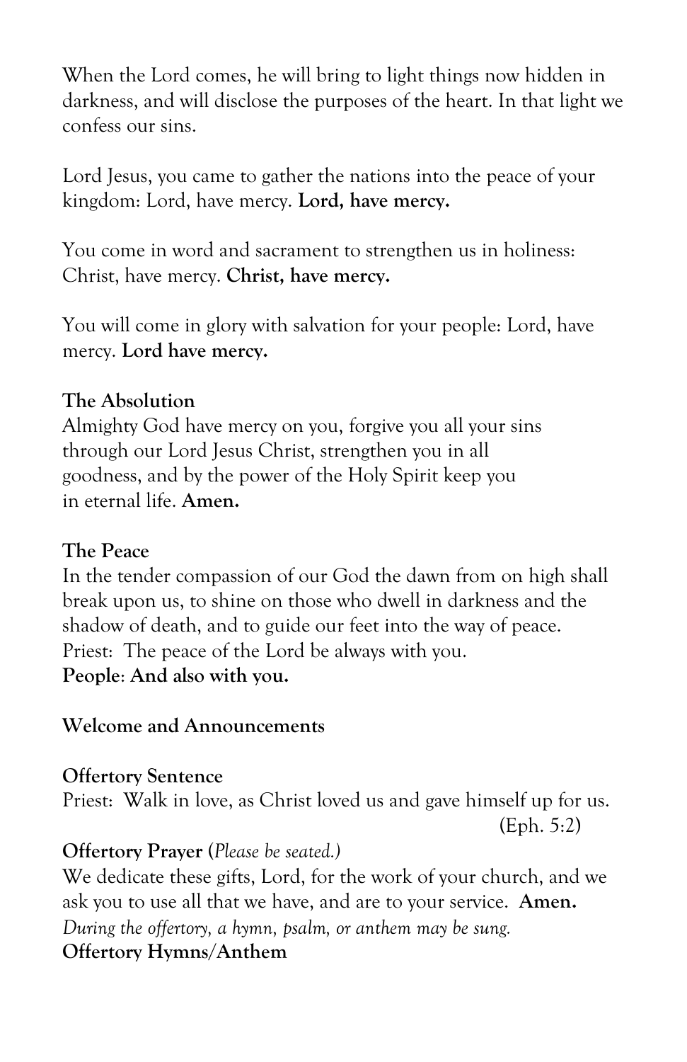When the Lord comes, he will bring to light things now hidden in darkness, and will disclose the purposes of the heart. In that light we confess our sins.

Lord Jesus, you came to gather the nations into the peace of your kingdom: Lord, have mercy. **Lord, have mercy.**

You come in word and sacrament to strengthen us in holiness: Christ, have mercy. **Christ, have mercy.**

You will come in glory with salvation for your people: Lord, have mercy. **Lord have mercy.**

**The Absolution**
Almighty God have mercy on you, forgive you all your sins through our Lord Jesus Christ, strengthen you in all goodness, and by the power of the Holy Spirit keep you in eternal life. **Amen.**

**The Peace**
In the tender compassion of our God the dawn from on high shall break upon us, to shine on those who dwell in darkness and the shadow of death, and to guide our feet into the way of peace.
Priest: The peace of the Lord be always with you.
**People**: **And also with you.**

**Welcome and Announcements**

**Offertory Sentence**
Priest: Walk in love, as Christ loved us and gave himself up for us. (Eph. 5:2)

**Offertory Prayer** (*Please be seated.*)
We dedicate these gifts, Lord, for the work of your church, and we ask you to use all that we have, and are to your service. **Amen.**
*During the offertory, a hymn, psalm, or anthem may be sung.*
**Offertory Hymns/Anthem**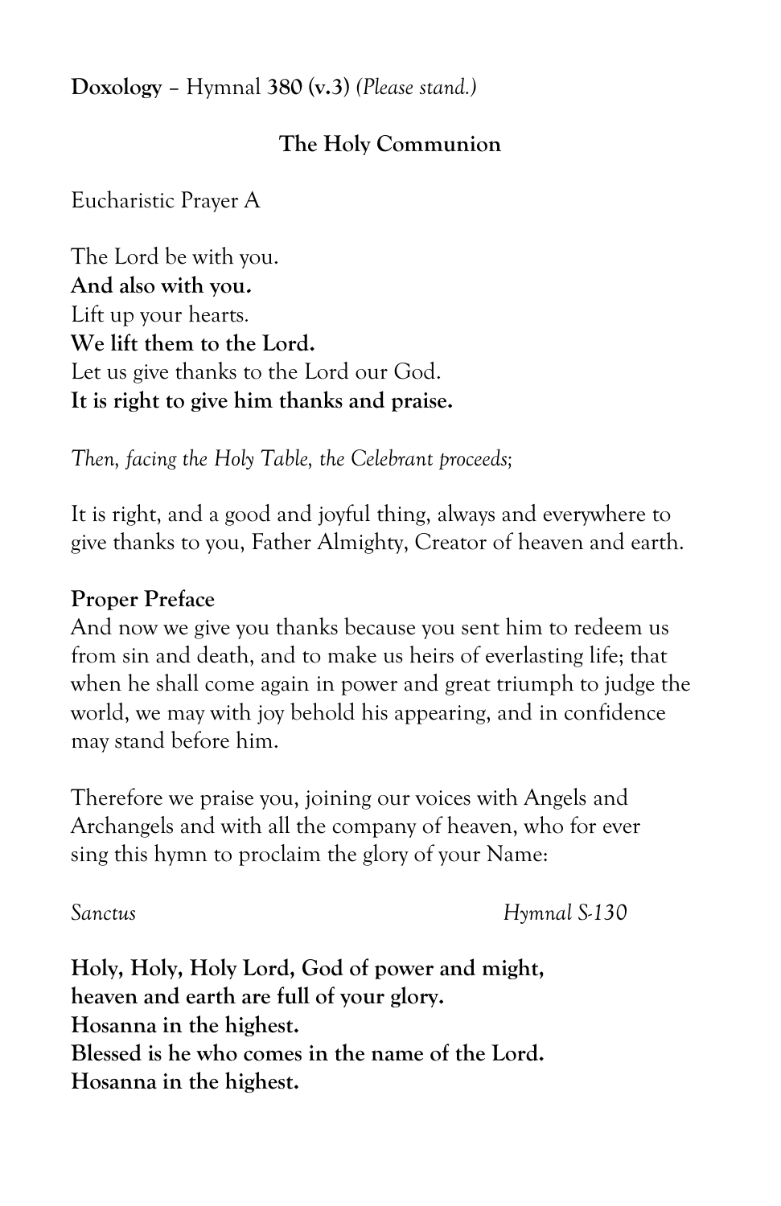**Doxology** – Hymnal **380 (v.3)** *(Please stand.)*

**The Holy Communion**

Eucharistic Prayer A

The Lord be with you.
**And also with you.**
Lift up your hearts.
**We lift them to the Lord.**
Let us give thanks to the Lord our God.
**It is right to give him thanks and praise.**

*Then, facing the Holy Table, the Celebrant proceeds;*

It is right, and a good and joyful thing, always and everywhere to give thanks to you, Father Almighty, Creator of heaven and earth.

**Proper Preface**
And now we give you thanks because you sent him to redeem us from sin and death, and to make us heirs of everlasting life; that when he shall come again in power and great triumph to judge the world, we may with joy behold his appearing, and in confidence may stand before him.

Therefore we praise you, joining our voices with Angels and Archangels and with all the company of heaven, who for ever sing this hymn to proclaim the glory of your Name:

*Sanctus* *Hymnal S-130*

**Holy, Holy, Holy Lord, God of power and might,**
**heaven and earth are full of your glory.**
**Hosanna in the highest.**
**Blessed is he who comes in the name of the Lord.**
**Hosanna in the highest.**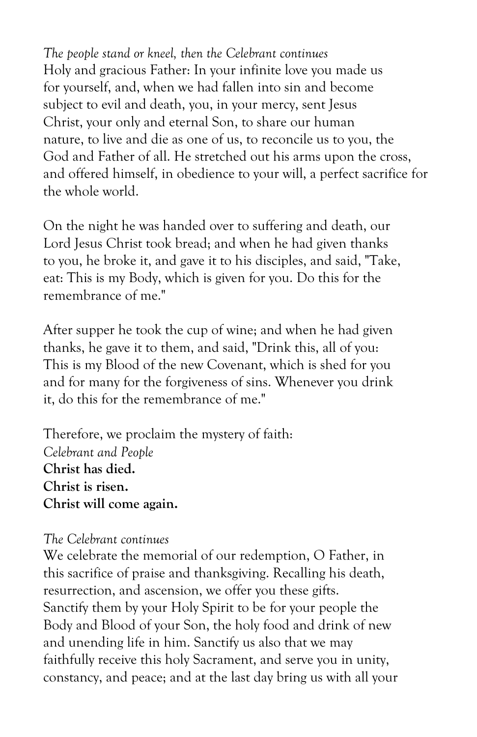*The people stand or kneel, then the Celebrant continues*
Holy and gracious Father: In your infinite love you made us for yourself, and, when we had fallen into sin and become subject to evil and death, you, in your mercy, sent Jesus Christ, your only and eternal Son, to share our human nature, to live and die as one of us, to reconcile us to you, the God and Father of all. He stretched out his arms upon the cross, and offered himself, in obedience to your will, a perfect sacrifice for the whole world.

On the night he was handed over to suffering and death, our Lord Jesus Christ took bread; and when he had given thanks to you, he broke it, and gave it to his disciples, and said, "Take, eat: This is my Body, which is given for you. Do this for the remembrance of me."

After supper he took the cup of wine; and when he had given thanks, he gave it to them, and said, "Drink this, all of you: This is my Blood of the new Covenant, which is shed for you and for many for the forgiveness of sins. Whenever you drink it, do this for the remembrance of me."

Therefore, we proclaim the mystery of faith:
*Celebrant and People*
**Christ has died.**
**Christ is risen.**
**Christ will come again.**

*The Celebrant continues*
We celebrate the memorial of our redemption, O Father, in this sacrifice of praise and thanksgiving. Recalling his death, resurrection, and ascension, we offer you these gifts. Sanctify them by your Holy Spirit to be for your people the Body and Blood of your Son, the holy food and drink of new and unending life in him. Sanctify us also that we may faithfully receive this holy Sacrament, and serve you in unity, constancy, and peace; and at the last day bring us with all your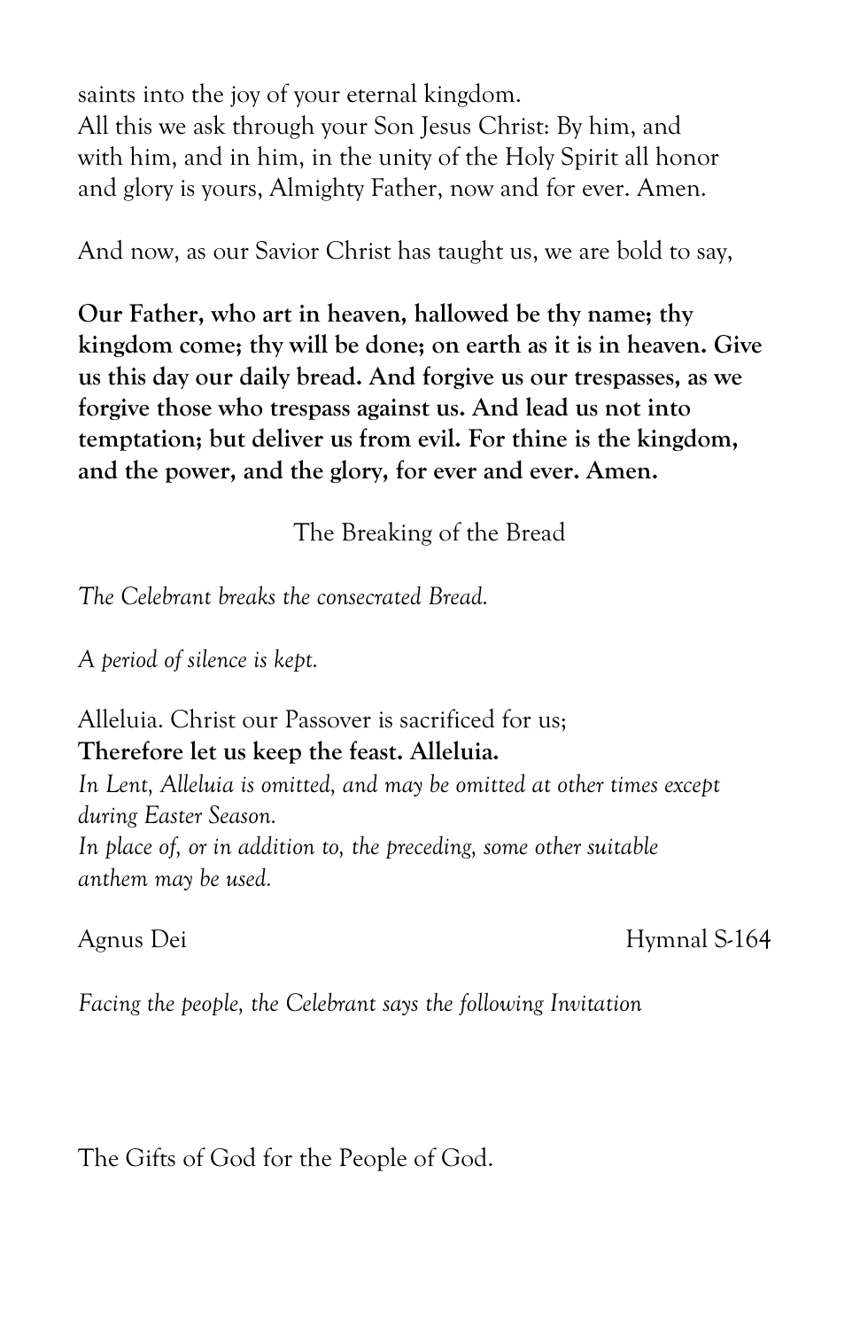saints into the joy of your eternal kingdom.
All this we ask through your Son Jesus Christ: By him, and with him, and in him, in the unity of the Holy Spirit all honor and glory is yours, Almighty Father, now and for ever. Amen.

And now, as our Savior Christ has taught us, we are bold to say,

**Our Father, who art in heaven, hallowed be thy name; thy kingdom come; thy will be done; on earth as it is in heaven. Give us this day our daily bread. And forgive us our trespasses, as we forgive those who trespass against us. And lead us not into temptation; but deliver us from evil. For thine is the kingdom, and the power, and the glory, for ever and ever. Amen.**

The Breaking of the Bread

*The Celebrant breaks the consecrated Bread.*

*A period of silence is kept.*

Alleluia. Christ our Passover is sacrificed for us;
**Therefore let us keep the feast. Alleluia.**
*In Lent, Alleluia is omitted, and may be omitted at other times except during Easter Season.*
*In place of, or in addition to, the preceding, some other suitable anthem may be used.*

Agnus Dei Hymnal S-164

*Facing the people, the Celebrant says the following Invitation*

The Gifts of God for the People of God.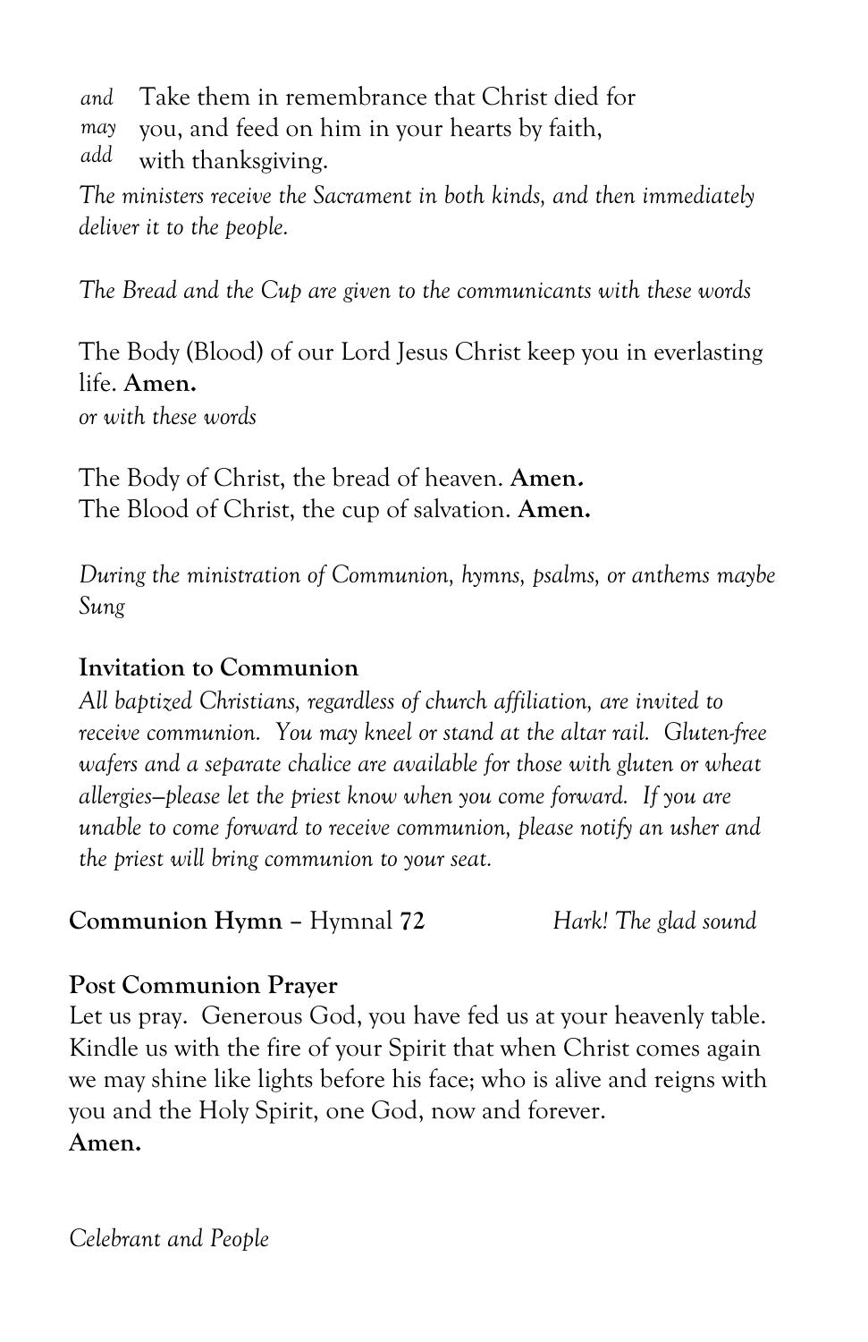*and may add* Take them in remembrance that Christ died for you, and feed on him in your hearts by faith, with thanksgiving.

*The ministers receive the Sacrament in both kinds, and then immediately deliver it to the people.*

*The Bread and the Cup are given to the communicants with these words*

The Body (Blood) of our Lord Jesus Christ keep you in everlasting life. **Amen.**

*or with these words*

The Body of Christ, the bread of heaven. **Amen.**
The Blood of Christ, the cup of salvation. **Amen.**

*During the ministration of Communion, hymns, psalms, or anthems maybe Sung*

**Invitation to Communion**

*All baptized Christians, regardless of church affiliation, are invited to receive communion. You may kneel or stand at the altar rail. Gluten-free wafers and a separate chalice are available for those with gluten or wheat allergies—please let the priest know when you come forward. If you are unable to come forward to receive communion, please notify an usher and the priest will bring communion to your seat.*

**Communion Hymn** – Hymnal **72** *Hark! The glad sound*

**Post Communion Prayer**

Let us pray. Generous God, you have fed us at your heavenly table. Kindle us with the fire of your Spirit that when Christ comes again we may shine like lights before his face; who is alive and reigns with you and the Holy Spirit, one God, now and forever.
**Amen.**

*Celebrant and People*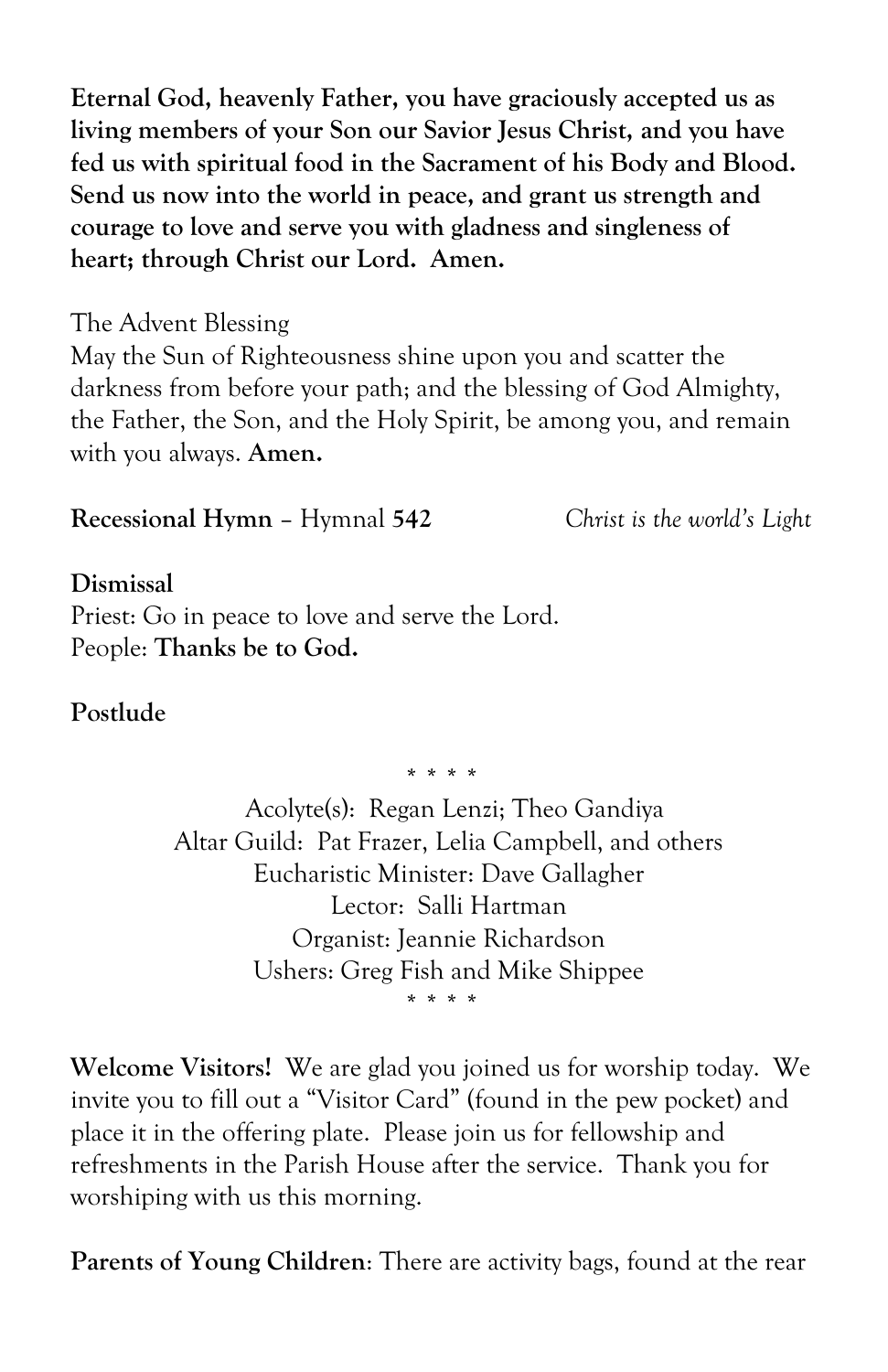**Eternal God, heavenly Father, you have graciously accepted us as living members of your Son our Savior Jesus Christ, and you have fed us with spiritual food in the Sacrament of his Body and Blood. Send us now into the world in peace, and grant us strength and courage to love and serve you with gladness and singleness of heart; through Christ our Lord. Amen.**

The Advent Blessing
May the Sun of Righteousness shine upon you and scatter the darkness from before your path; and the blessing of God Almighty, the Father, the Son, and the Holy Spirit, be among you, and remain with you always. **Amen.**

**Recessional Hymn** – Hymnal **542** *Christ is the world's Light*

**Dismissal**
Priest: Go in peace to love and serve the Lord.
People: **Thanks be to God.**

**Postlude**

\* \* \* \*

Acolyte(s): Regan Lenzi; Theo Gandiya
Altar Guild: Pat Frazer, Lelia Campbell, and others
Eucharistic Minister: Dave Gallagher
Lector: Salli Hartman
Organist: Jeannie Richardson
Ushers: Greg Fish and Mike Shippee

\* \* \* \*

**Welcome Visitors!** We are glad you joined us for worship today. We invite you to fill out a "Visitor Card" (found in the pew pocket) and place it in the offering plate. Please join us for fellowship and refreshments in the Parish House after the service. Thank you for worshiping with us this morning.

**Parents of Young Children**: There are activity bags, found at the rear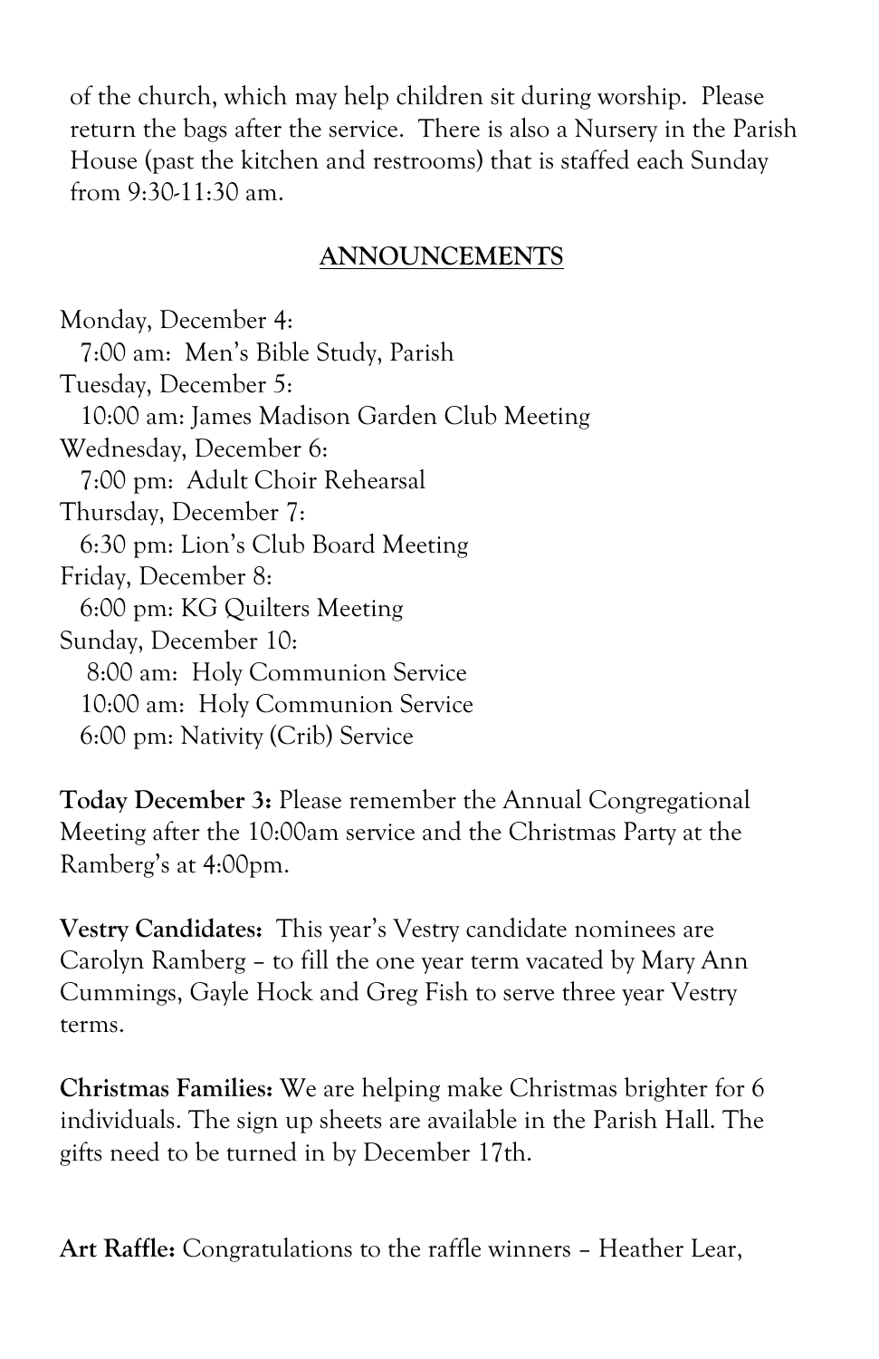of the church, which may help children sit during worship. Please return the bags after the service. There is also a Nursery in the Parish House (past the kitchen and restrooms) that is staffed each Sunday from 9:30-11:30 am.

## ANNOUNCEMENTS

Monday, December 4:
 7:00 am: Men's Bible Study, Parish
Tuesday, December 5:
 10:00 am: James Madison Garden Club Meeting
Wednesday, December 6:
 7:00 pm: Adult Choir Rehearsal
Thursday, December 7:
 6:30 pm: Lion's Club Board Meeting
Friday, December 8:
 6:00 pm: KG Quilters Meeting
Sunday, December 10:
 8:00 am: Holy Communion Service
 10:00 am: Holy Communion Service
 6:00 pm: Nativity (Crib) Service

**Today December 3:** Please remember the Annual Congregational Meeting after the 10:00am service and the Christmas Party at the Ramberg's at 4:00pm.

**Vestry Candidates:** This year's Vestry candidate nominees are Carolyn Ramberg – to fill the one year term vacated by Mary Ann Cummings, Gayle Hock and Greg Fish to serve three year Vestry terms.

**Christmas Families:** We are helping make Christmas brighter for 6 individuals. The sign up sheets are available in the Parish Hall. The gifts need to be turned in by December 17th.

**Art Raffle:** Congratulations to the raffle winners – Heather Lear,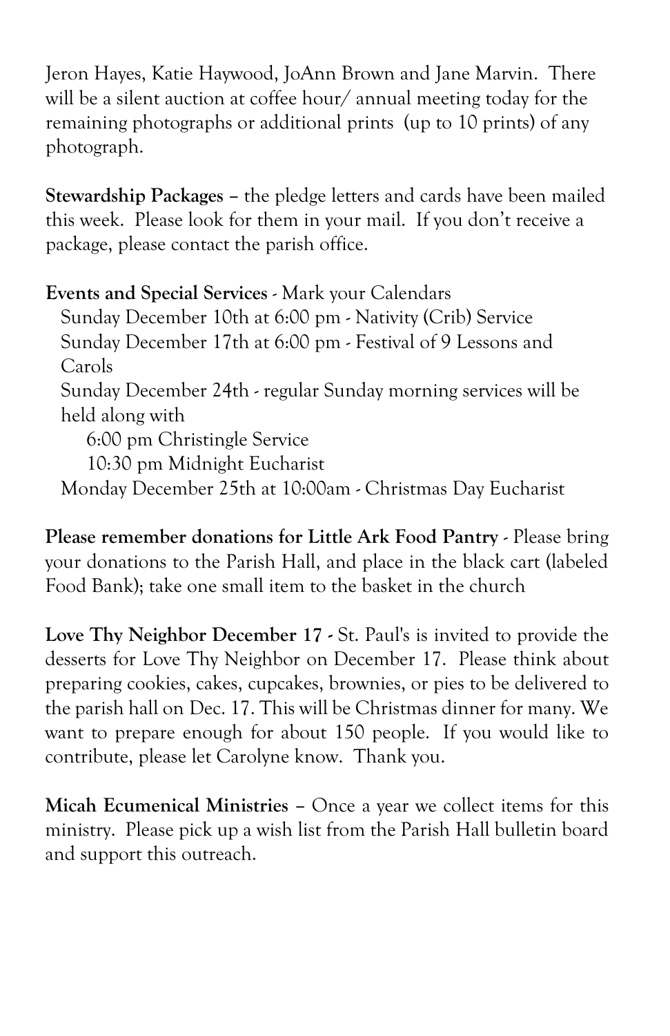Jeron Hayes, Katie Haywood, JoAnn Brown and Jane Marvin. There will be a silent auction at coffee hour/ annual meeting today for the remaining photographs or additional prints (up to 10 prints) of any photograph.

**Stewardship Packages –** the pledge letters and cards have been mailed this week. Please look for them in your mail. If you don't receive a package, please contact the parish office.

**Events and Special Services** - Mark your Calendars

- Sunday December 10th at 6:00 pm - Nativity (Crib) Service
- Sunday December 17th at 6:00 pm - Festival of 9 Lessons and Carols
- Sunday December 24th - regular Sunday morning services will be held along with
  - 6:00 pm Christingle Service
  - 10:30 pm Midnight Eucharist
- Monday December 25th at 10:00am - Christmas Day Eucharist

**Please remember donations for Little Ark Food Pantry** - Please bring your donations to the Parish Hall, and place in the black cart (labeled Food Bank); take one small item to the basket in the church

**Love Thy Neighbor December 17 -** St. Paul's is invited to provide the desserts for Love Thy Neighbor on December 17. Please think about preparing cookies, cakes, cupcakes, brownies, or pies to be delivered to the parish hall on Dec. 17. This will be Christmas dinner for many. We want to prepare enough for about 150 people. If you would like to contribute, please let Carolyne know. Thank you.

**Micah Ecumenical Ministries –** Once a year we collect items for this ministry. Please pick up a wish list from the Parish Hall bulletin board and support this outreach.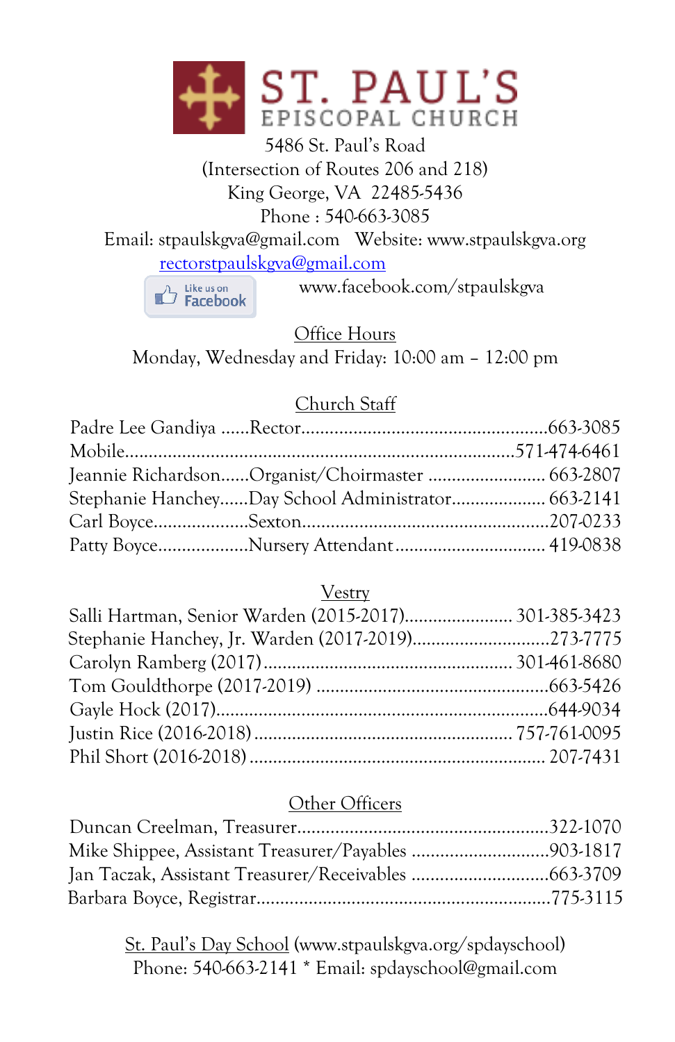# ST. PAUL'S
## EPISCOPAL CHURCH

5486 St. Paul's Road
(Intersection of Routes 206 and 218)
King George, VA 22485-5436
Phone : 540-663-3085
Email: stpaulskgva@gmail.com Website: www.stpaulskgva.org
rectorstpaulskgva@gmail.com

Like us on Facebook www.facebook.com/stpaulskgva

## Office Hours

Monday, Wednesday and Friday: 10:00 am – 12:00 pm

## Church Staff

Padre Lee Gandiya ......Rector....................................................663-3085
Mobile...............................................................................571-474-6461
Jeannie Richardson......Organist/Choirmaster ........................ 663-2807
Stephanie Hanchey......Day School Administrator.................... 663-2141
Carl Boyce....................Sexton....................................................207-0233
Patty Boyce...................Nursery Attendant............................... 419-0838

## Vestry

Salli Hartman, Senior Warden (2015-2017)....................... 301-385-3423
Stephanie Hanchey, Jr. Warden (2017-2019)............................273-7775
Carolyn Ramberg (2017)................................................... 301-461-8680
Tom Gouldthorpe (2017-2019) ................................................663-5426
Gayle Hock (2017)....................................................................644-9034
Justin Rice (2016-2018)..................................................... 757-761-0095
Phil Short (2016-2018)............................................................ 207-7431

## Other Officers

Duncan Creelman, Treasurer....................................................322-1070
Mike Shippee, Assistant Treasurer/Payables ............................903-1817
Jan Taczak, Assistant Treasurer/Receivables .............................663-3709
Barbara Boyce, Registrar............................................................775-3115

St. Paul's Day School (www.stpaulskgva.org/spdayschool)
Phone: 540-663-2141 * Email: spdayschool@gmail.com